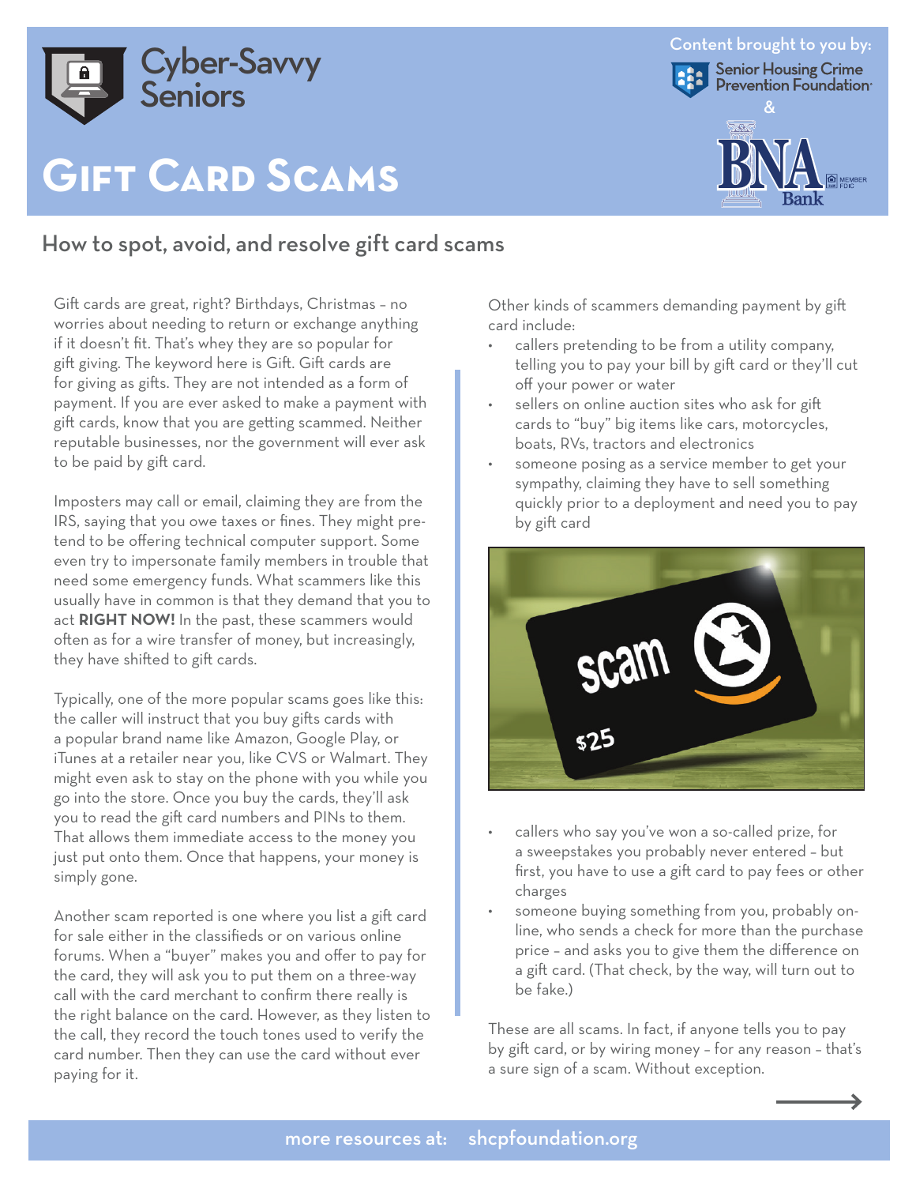Cyber-Savvy Seniors

Content brought to you by: Senior Housing Crime Prevention Foundation & BNA Bank

# Gift Card Scams

## How to spot, avoid, and resolve gift card scams

Gift cards are great, right? Birthdays, Christmas – no worries about needing to return or exchange anything if it doesn't fit. That's whey they are so popular for gift giving. The keyword here is Gift. Gift cards are for giving as gifts. They are not intended as a form of payment. If you are ever asked to make a payment with gift cards, know that you are getting scammed. Neither reputable businesses, nor the government will ever ask to be paid by gift card.

Imposters may call or email, claiming they are from the IRS, saying that you owe taxes or fines. They might pretend to be offering technical computer support. Some even try to impersonate family members in trouble that need some emergency funds. What scammers like this usually have in common is that they demand that you to act **RIGHT NOW!** In the past, these scammers would often as for a wire transfer of money, but increasingly, they have shifted to gift cards.

Typically, one of the more popular scams goes like this: the caller will instruct that you buy gifts cards with a popular brand name like Amazon, Google Play, or iTunes at a retailer near you, like CVS or Walmart. They might even ask to stay on the phone with you while you go into the store. Once you buy the cards, they'll ask you to read the gift card numbers and PINs to them. That allows them immediate access to the money you just put onto them. Once that happens, your money is simply gone.

Another scam reported is one where you list a gift card for sale either in the classifieds or on various online forums. When a "buyer" makes you and offer to pay for the card, they will ask you to put them on a three-way call with the card merchant to confirm there really is the right balance on the card. However, as they listen to the call, they record the touch tones used to verify the card number. Then they can use the card without ever paying for it.

Other kinds of scammers demanding payment by gift card include:

- callers pretending to be from a utility company, telling you to pay your bill by gift card or they'll cut off your power or water
- sellers on online auction sites who ask for gift cards to "buy" big items like cars, motorcycles, boats, RVs, tractors and electronics
- someone posing as a service member to get your sympathy, claiming they have to sell something quickly prior to a deployment and need you to pay by gift card
- callers who say you've won a so-called prize, for a sweepstakes you probably never entered – but first, you have to use a gift card to pay fees or other charges
- someone buying something from you, probably online, who sends a check for more than the purchase price – and asks you to give them the difference on a gift card. (That check, by the way, will turn out to be fake.)

These are all scams. In fact, if anyone tells you to pay by gift card, or by wiring money – for any reason – that's a sure sign of a scam. Without exception.

more resources at: shcpfoundation.org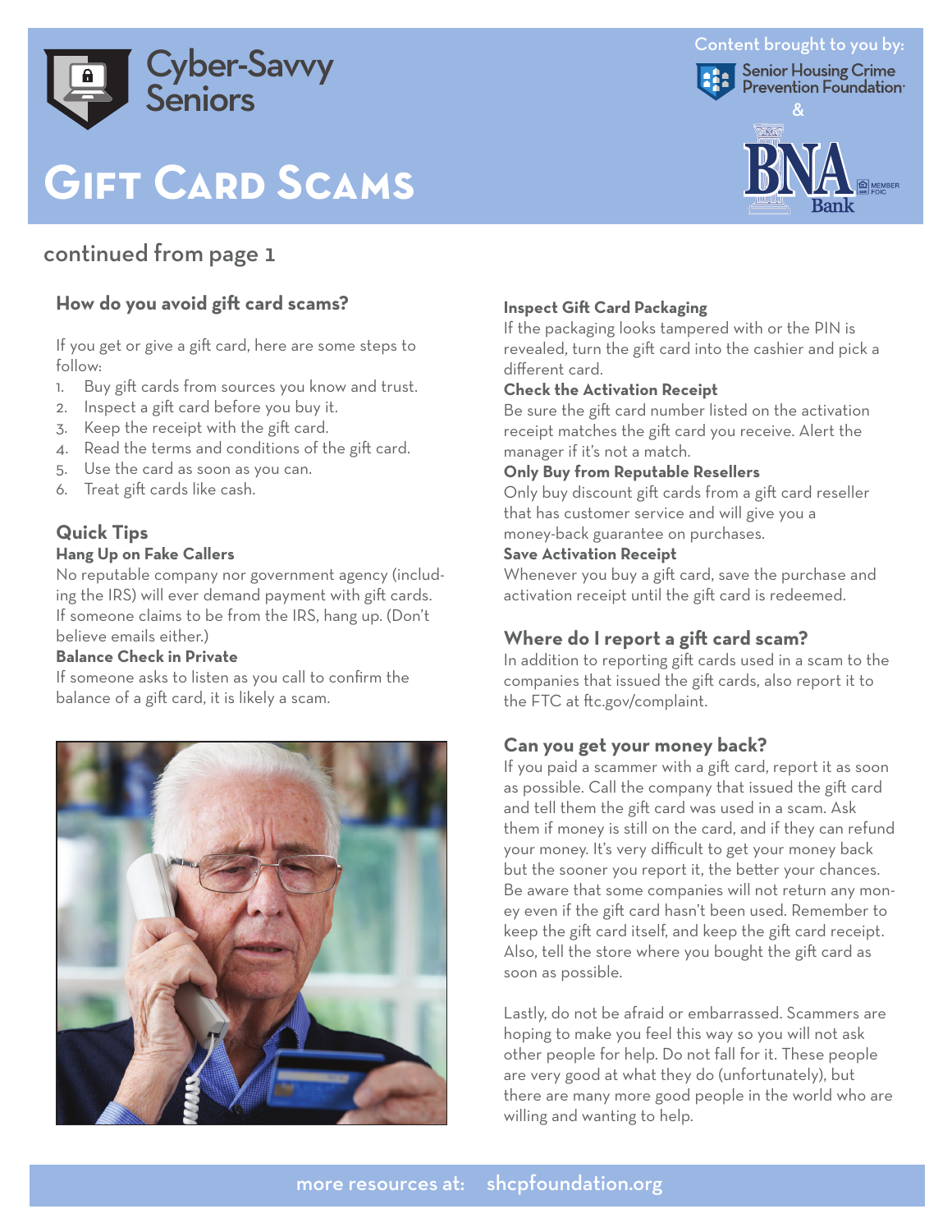# Cyber-Savvy Seniors

Content brought to you by: Senior Housing Crime Prevention Foundation & BNA Bank

# Gift Card Scams

continued from page 1

### How do you avoid gift card scams?

If you get or give a gift card, here are some steps to follow:

1. Buy gift cards from sources you know and trust.
2. Inspect a gift card before you buy it.
3. Keep the receipt with the gift card.
4. Read the terms and conditions of the gift card.
5. Use the card as soon as you can.
6. Treat gift cards like cash.

## Quick Tips

**Hang Up on Fake Callers**
No reputable company nor government agency (including the IRS) will ever demand payment with gift cards. If someone claims to be from the IRS, hang up. (Don't believe emails either.)

**Balance Check in Private**
If someone asks to listen as you call to confirm the balance of a gift card, it is likely a scam.

**Inspect Gift Card Packaging**
If the packaging looks tampered with or the PIN is revealed, turn the gift card into the cashier and pick a different card.

**Check the Activation Receipt**
Be sure the gift card number listed on the activation receipt matches the gift card you receive. Alert the manager if it's not a match.

**Only Buy from Reputable Resellers**
Only buy discount gift cards from a gift card reseller that has customer service and will give you a money-back guarantee on purchases.

**Save Activation Receipt**
Whenever you buy a gift card, save the purchase and activation receipt until the gift card is redeemed.

### Where do I report a gift card scam?

In addition to reporting gift cards used in a scam to the companies that issued the gift cards, also report it to the FTC at ftc.gov/complaint.

### Can you get your money back?

If you paid a scammer with a gift card, report it as soon as possible. Call the company that issued the gift card and tell them the gift card was used in a scam. Ask them if money is still on the card, and if they can refund your money. It's very difficult to get your money back but the sooner you report it, the better your chances. Be aware that some companies will not return any money even if the gift card hasn't been used. Remember to keep the gift card itself, and keep the gift card receipt. Also, tell the store where you bought the gift card as soon as possible.

Lastly, do not be afraid or embarrassed. Scammers are hoping to make you feel this way so you will not ask other people for help. Do not fall for it. These people are very good at what they do (unfortunately), but there are many more good people in the world who are willing and wanting to help.

more resources at: shcpfoundation.org